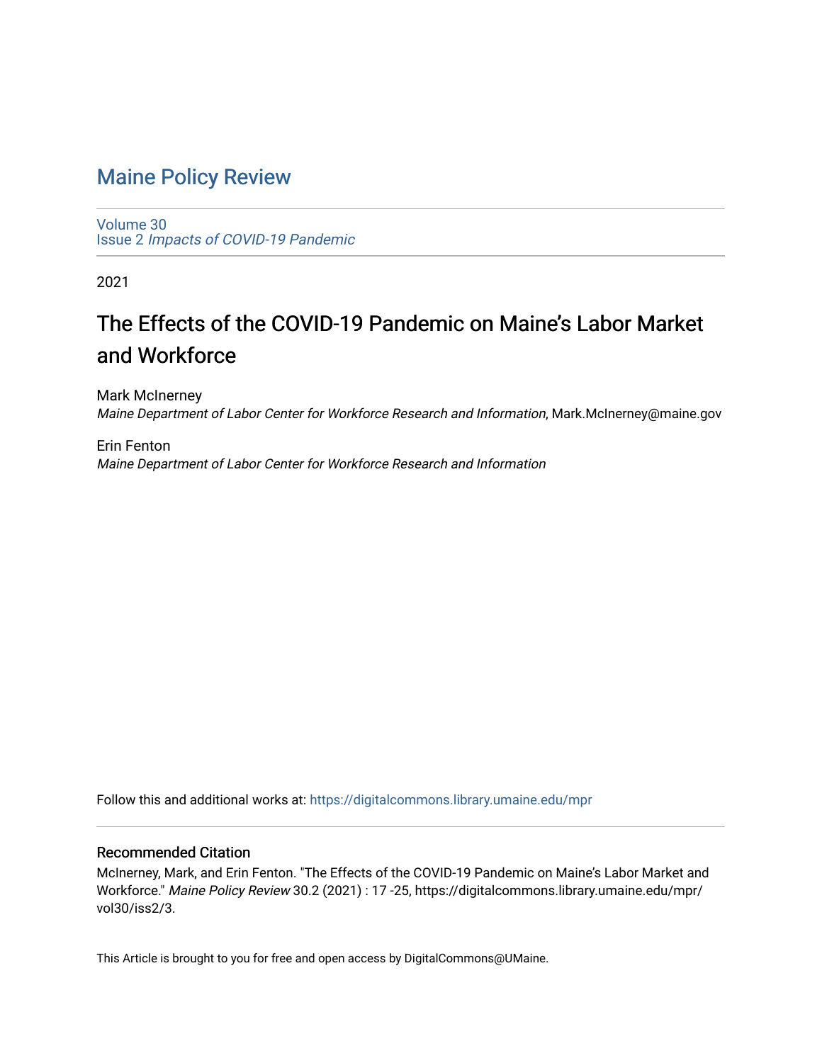# Maine Policy Review

Volume 30
Issue 2 *Impacts of COVID-19 Pandemic*

2021

## The Effects of the COVID-19 Pandemic on Maine's Labor Market and Workforce

Mark McInerney
*Maine Department of Labor Center for Workforce Research and Information*, Mark.McInerney@maine.gov

Erin Fenton
*Maine Department of Labor Center for Workforce Research and Information*

Follow this and additional works at: https://digitalcommons.library.umaine.edu/mpr

### Recommended Citation

McInerney, Mark, and Erin Fenton. "The Effects of the COVID-19 Pandemic on Maine's Labor Market and Workforce." *Maine Policy Review* 30.2 (2021) : 17 -25, https://digitalcommons.library.umaine.edu/mpr/vol30/iss2/3.

This Article is brought to you for free and open access by DigitalCommons@UMaine.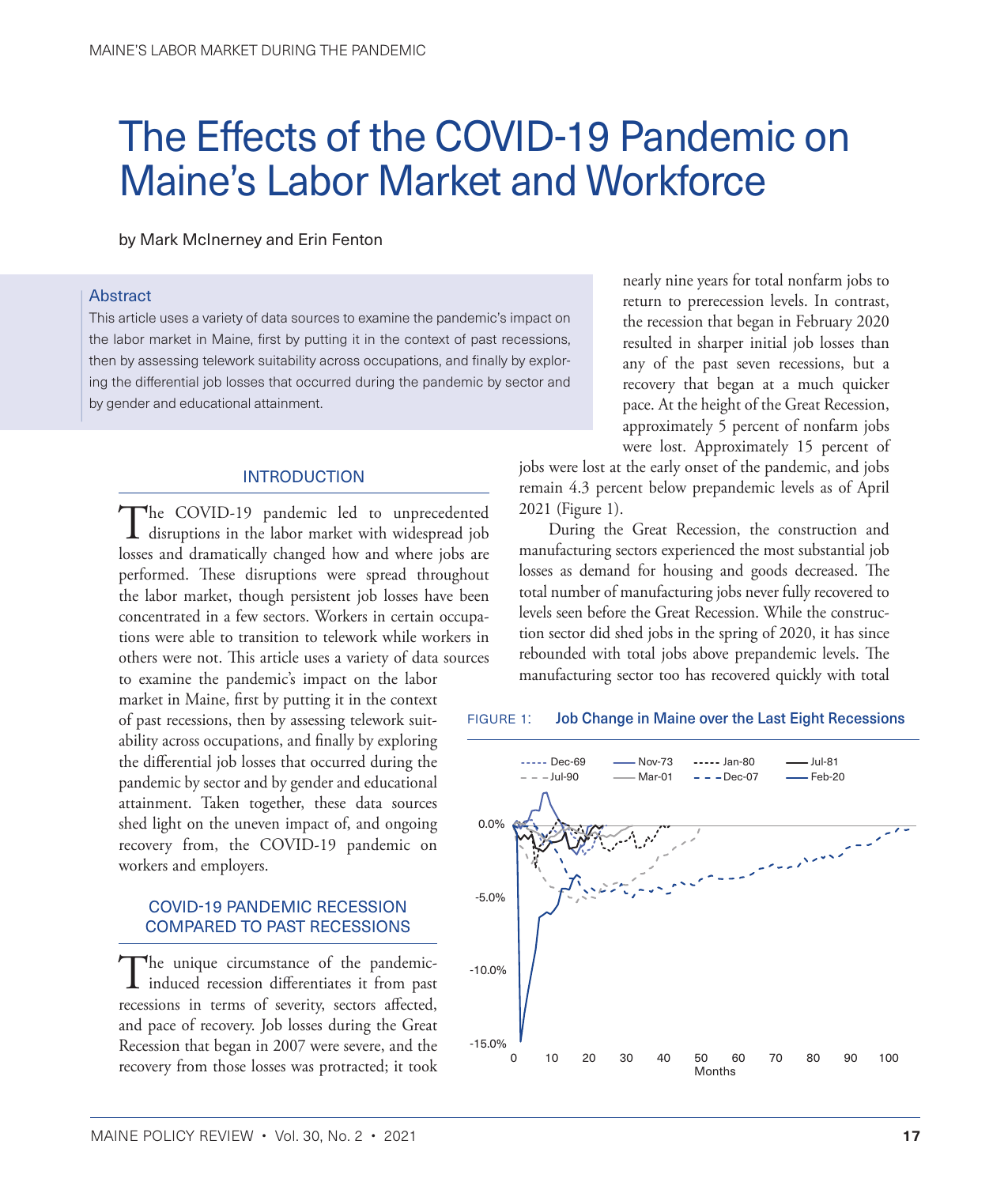# The Effects of the COVID-19 Pandemic on Maine's Labor Market and Workforce

by Mark McInerney and Erin Fenton

### Abstract

This article uses a variety of data sources to examine the pandemic's impact on the labor market in Maine, first by putting it in the context of past recessions, then by assessing telework suitability across occupations, and finally by exploring the differential job losses that occurred during the pandemic by sector and by gender and educational attainment.

## INTRODUCTION

The COVID-19 pandemic led to unprecedented disruptions in the labor market with widespread job losses and dramatically changed how and where jobs are performed. These disruptions were spread throughout the labor market, though persistent job losses have been concentrated in a few sectors. Workers in certain occupations were able to transition to telework while workers in others were not. This article uses a variety of data sources to examine the pandemic's impact on the labor market in Maine, first by putting it in the context of past recessions, then by assessing telework suitability across occupations, and finally by exploring the differential job losses that occurred during the pandemic by sector and by gender and educational attainment. Taken together, these data sources shed light on the uneven impact of, and ongoing recovery from, the COVID-19 pandemic on workers and employers.

## COVID-19 PANDEMIC RECESSION COMPARED TO PAST RECESSIONS

The unique circumstance of the pandemic-induced recession differentiates it from past recessions in terms of severity, sectors affected, and pace of recovery. Job losses during the Great Recession that began in 2007 were severe, and the recovery from those losses was protracted; it took nearly nine years for total nonfarm jobs to return to prerecession levels. In contrast, the recession that began in February 2020 resulted in sharper initial job losses than any of the past seven recessions, but a recovery that began at a much quicker pace. At the height of the Great Recession, approximately 5 percent of nonfarm jobs were lost. Approximately 15 percent of jobs were lost at the early onset of the pandemic, and jobs remain 4.3 percent below prepandemic levels as of April 2021 (Figure 1).

During the Great Recession, the construction and manufacturing sectors experienced the most substantial job losses as demand for housing and goods decreased. The total number of manufacturing jobs never fully recovered to levels seen before the Great Recession. While the construction sector did shed jobs in the spring of 2020, it has since rebounded with total jobs above prepandemic levels. The manufacturing sector too has recovered quickly with total

FIGURE 1: Job Change in Maine over the Last Eight Recessions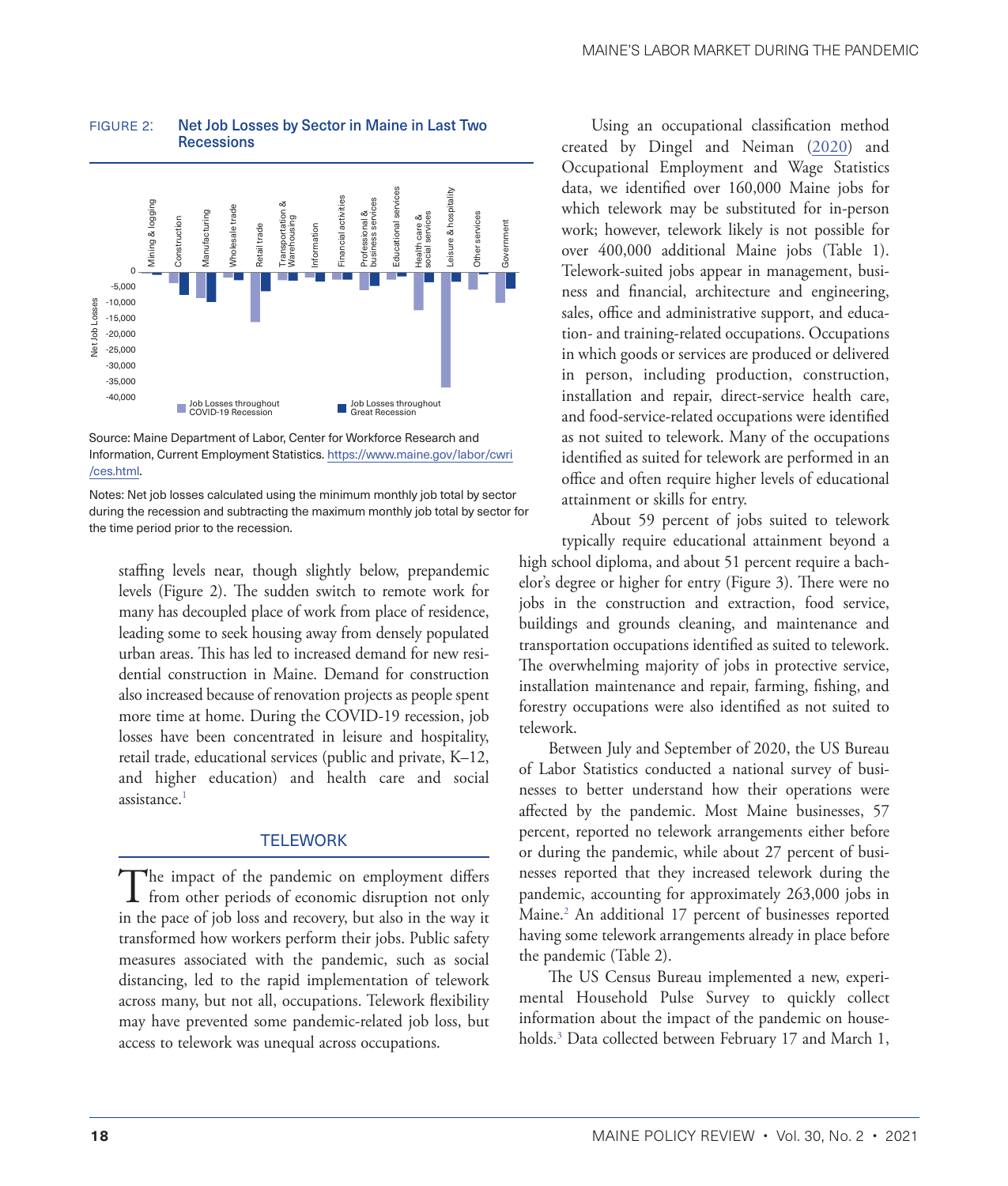FIGURE 2: **Net Job Losses by Sector in Maine in Last Two Recessions**

Source: Maine Department of Labor, Center for Workforce Research and Information, Current Employment Statistics. https://www.maine.gov/labor/cwri/ces.html.

Notes: Net job losses calculated using the minimum monthly job total by sector during the recession and subtracting the maximum monthly job total by sector for the time period prior to the recession.

staffing levels near, though slightly below, prepandemic levels (Figure 2). The sudden switch to remote work for many has decoupled place of work from place of residence, leading some to seek housing away from densely populated urban areas. This has led to increased demand for new residential construction in Maine. Demand for construction also increased because of renovation projects as people spent more time at home. During the COVID-19 recession, job losses have been concentrated in leisure and hospitality, retail trade, educational services (public and private, K–12, and higher education) and health care and social assistance.[1]

## TELEWORK

The impact of the pandemic on employment differs from other periods of economic disruption not only in the pace of job loss and recovery, but also in the way it transformed how workers perform their jobs. Public safety measures associated with the pandemic, such as social distancing, led to the rapid implementation of telework across many, but not all, occupations. Telework flexibility may have prevented some pandemic-related job loss, but access to telework was unequal across occupations.

Using an occupational classification method created by Dingel and Neiman (2020) and Occupational Employment and Wage Statistics data, we identified over 160,000 Maine jobs for which telework may be substituted for in-person work; however, telework likely is not possible for over 400,000 additional Maine jobs (Table 1). Telework-suited jobs appear in management, business and financial, architecture and engineering, sales, office and administrative support, and education- and training-related occupations. Occupations in which goods or services are produced or delivered in person, including production, construction, installation and repair, direct-service health care, and food-service-related occupations were identified as not suited to telework. Many of the occupations identified as suited for telework are performed in an office and often require higher levels of educational attainment or skills for entry.

About 59 percent of jobs suited to telework typically require educational attainment beyond a high school diploma, and about 51 percent require a bachelor's degree or higher for entry (Figure 3). There were no jobs in the construction and extraction, food service, buildings and grounds cleaning, and maintenance and transportation occupations identified as suited to telework. The overwhelming majority of jobs in protective service, installation maintenance and repair, farming, fishing, and forestry occupations were also identified as not suited to telework.

Between July and September of 2020, the US Bureau of Labor Statistics conducted a national survey of businesses to better understand how their operations were affected by the pandemic. Most Maine businesses, 57 percent, reported no telework arrangements either before or during the pandemic, while about 27 percent of businesses reported that they increased telework during the pandemic, accounting for approximately 263,000 jobs in Maine.[2] An additional 17 percent of businesses reported having some telework arrangements already in place before the pandemic (Table 2).

The US Census Bureau implemented a new, experimental Household Pulse Survey to quickly collect information about the impact of the pandemic on households.[3] Data collected between February 17 and March 1,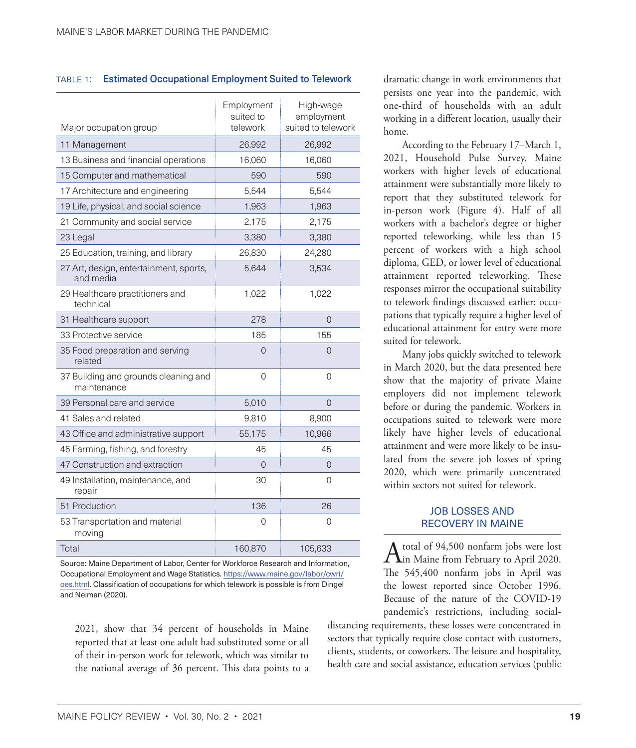TABLE 1: **Estimated Occupational Employment Suited to Telework**

| Major occupation group | Employment suited to telework | High-wage employment suited to telework |
|---|---|---|
| 11 Management | 26,992 | 26,992 |
| 13 Business and financial operations | 16,060 | 16,060 |
| 15 Computer and mathematical | 590 | 590 |
| 17 Architecture and engineering | 5,544 | 5,544 |
| 19 Life, physical, and social science | 1,963 | 1,963 |
| 21 Community and social service | 2,175 | 2,175 |
| 23 Legal | 3,380 | 3,380 |
| 25 Education, training, and library | 26,830 | 24,280 |
| 27 Art, design, entertainment, sports, and media | 5,644 | 3,534 |
| 29 Healthcare practitioners and technical | 1,022 | 1,022 |
| 31 Healthcare support | 278 | 0 |
| 33 Protective service | 185 | 155 |
| 35 Food preparation and serving related | 0 | 0 |
| 37 Building and grounds cleaning and maintenance | 0 | 0 |
| 39 Personal care and service | 5,010 | 0 |
| 41 Sales and related | 9,810 | 8,900 |
| 43 Office and administrative support | 55,175 | 10,966 |
| 45 Farming, fishing, and forestry | 45 | 45 |
| 47 Construction and extraction | 0 | 0 |
| 49 Installation, maintenance, and repair | 30 | 0 |
| 51 Production | 136 | 26 |
| 53 Transportation and material moving | 0 | 0 |
| Total | 160,870 | 105,633 |

Source: Maine Department of Labor, Center for Workforce Research and Information, Occupational Employment and Wage Statistics. https://www.maine.gov/labor/cwri/oes.html. Classification of occupations for which telework is possible is from Dingel and Neiman (2020).

2021, show that 34 percent of households in Maine reported that at least one adult had substituted some or all of their in-person work for telework, which was similar to the national average of 36 percent. This data points to a dramatic change in work environments that persists one year into the pandemic, with one-third of households with an adult working in a different location, usually their home.

According to the February 17–March 1, 2021, Household Pulse Survey, Maine workers with higher levels of educational attainment were substantially more likely to report that they substituted telework for in-person work (Figure 4). Half of all workers with a bachelor's degree or higher reported teleworking, while less than 15 percent of workers with a high school diploma, GED, or lower level of educational attainment reported teleworking. These responses mirror the occupational suitability to telework findings discussed earlier: occupations that typically require a higher level of educational attainment for entry were more suited for telework.

Many jobs quickly switched to telework in March 2020, but the data presented here show that the majority of private Maine employers did not implement telework before or during the pandemic. Workers in occupations suited to telework were more likely have higher levels of educational attainment and were more likely to be insulated from the severe job losses of spring 2020, which were primarily concentrated within sectors not suited for telework.

## JOB LOSSES AND RECOVERY IN MAINE

A total of 94,500 nonfarm jobs were lost in Maine from February to April 2020. The 545,400 nonfarm jobs in April was the lowest reported since October 1996. Because of the nature of the COVID-19 pandemic's restrictions, including social-distancing requirements, these losses were concentrated in sectors that typically require close contact with customers, clients, students, or coworkers. The leisure and hospitality, health care and social assistance, education services (public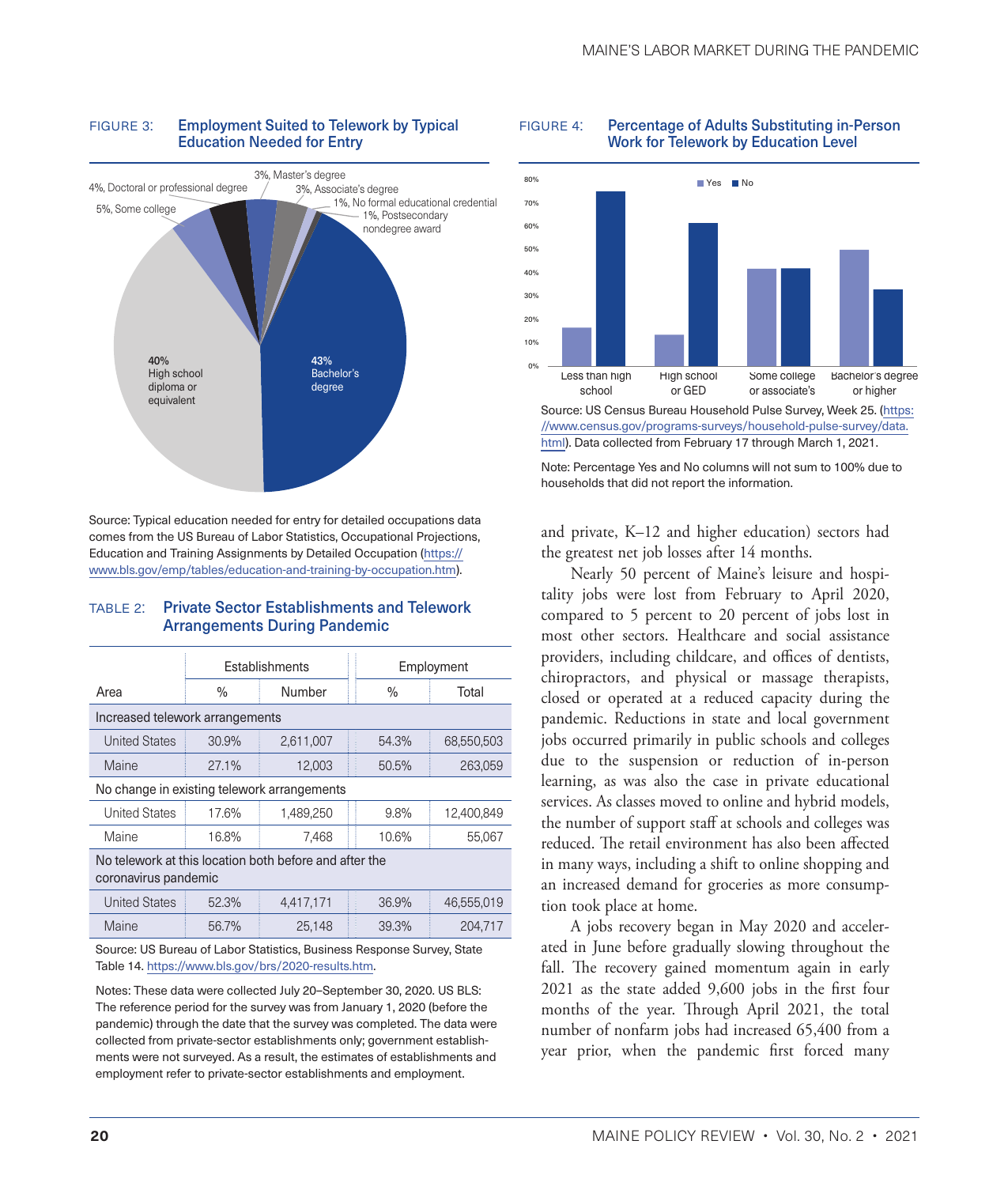FIGURE 3: **Employment Suited to Telework by Typical Education Needed for Entry**

Source: Typical education needed for entry for detailed occupations data comes from the US Bureau of Labor Statistics, Occupational Projections, Education and Training Assignments by Detailed Occupation (https://www.bls.gov/emp/tables/education-and-training-by-occupation.htm).

TABLE 2: **Private Sector Establishments and Telework Arrangements During Pandemic**

| Area | Establishments | | Employment | |
|---|---|---|---|---|
| | % | Number | % | Total |
| **Increased telework arrangements** | | | | |
| United States | 30.9% | 2,611,007 | 54.3% | 68,550,503 |
| Maine | 27.1% | 12,003 | 50.5% | 263,059 |
| **No change in existing telework arrangements** | | | | |
| United States | 17.6% | 1,489,250 | 9.8% | 12,400,849 |
| Maine | 16.8% | 7,468 | 10.6% | 55,067 |
| **No telework at this location both before and after the coronavirus pandemic** | | | | |
| United States | 52.3% | 4,417,171 | 36.9% | 46,555,019 |
| Maine | 56.7% | 25,148 | 39.3% | 204,717 |

Source: US Bureau of Labor Statistics, Business Response Survey, State Table 14. https://www.bls.gov/brs/2020-results.htm.

Notes: These data were collected July 20–September 30, 2020. US BLS: The reference period for the survey was from January 1, 2020 (before the pandemic) through the date that the survey was completed. The data were collected from private-sector establishments only; government establishments were not surveyed. As a result, the estimates of establishments and employment refer to private-sector establishments and employment.

FIGURE 4: **Percentage of Adults Substituting in-Person Work for Telework by Education Level**

Source: US Census Bureau Household Pulse Survey, Week 25. (https://www.census.gov/programs-surveys/household-pulse-survey/data.html). Data collected from February 17 through March 1, 2021.

Note: Percentage Yes and No columns will not sum to 100% due to households that did not report the information.

and private, K–12 and higher education) sectors had the greatest net job losses after 14 months.

Nearly 50 percent of Maine's leisure and hospitality jobs were lost from February to April 2020, compared to 5 percent to 20 percent of jobs lost in most other sectors. Healthcare and social assistance providers, including childcare, and offices of dentists, chiropractors, and physical or massage therapists, closed or operated at a reduced capacity during the pandemic. Reductions in state and local government jobs occurred primarily in public schools and colleges due to the suspension or reduction of in-person learning, as was also the case in private educational services. As classes moved to online and hybrid models, the number of support staff at schools and colleges was reduced. The retail environment has also been affected in many ways, including a shift to online shopping and an increased demand for groceries as more consumption took place at home.

A jobs recovery began in May 2020 and accelerated in June before gradually slowing throughout the fall. The recovery gained momentum again in early 2021 as the state added 9,600 jobs in the first four months of the year. Through April 2021, the total number of nonfarm jobs had increased 65,400 from a year prior, when the pandemic first forced many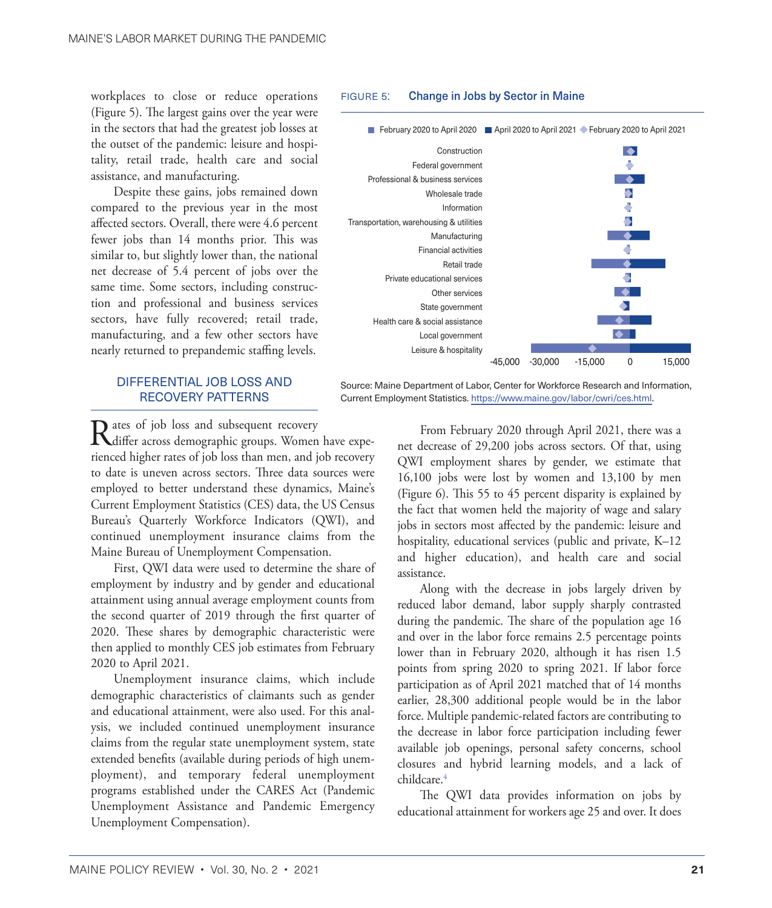workplaces to close or reduce operations (Figure 5). The largest gains over the year were in the sectors that had the greatest job losses at the outset of the pandemic: leisure and hospitality, retail trade, health care and social assistance, and manufacturing.

Despite these gains, jobs remained down compared to the previous year in the most affected sectors. Overall, there were 4.6 percent fewer jobs than 14 months prior. This was similar to, but slightly lower than, the national net decrease of 5.4 percent of jobs over the same time. Some sectors, including construction and professional and business services sectors, have fully recovered; retail trade, manufacturing, and a few other sectors have nearly returned to prepandemic staffing levels.

FIGURE 5: **Change in Jobs by Sector in Maine**

Source: Maine Department of Labor, Center for Workforce Research and Information, Current Employment Statistics. https://www.maine.gov/labor/cwri/ces.html.

## DIFFERENTIAL JOB LOSS AND RECOVERY PATTERNS

Rates of job loss and subsequent recovery differ across demographic groups. Women have experienced higher rates of job loss than men, and job recovery to date is uneven across sectors. Three data sources were employed to better understand these dynamics, Maine's Current Employment Statistics (CES) data, the US Census Bureau's Quarterly Workforce Indicators (QWI), and continued unemployment insurance claims from the Maine Bureau of Unemployment Compensation.

First, QWI data were used to determine the share of employment by industry and by gender and educational attainment using annual average employment counts from the second quarter of 2019 through the first quarter of 2020. These shares by demographic characteristic were then applied to monthly CES job estimates from February 2020 to April 2021.

Unemployment insurance claims, which include demographic characteristics of claimants such as gender and educational attainment, were also used. For this analysis, we included continued unemployment insurance claims from the regular state unemployment system, state extended benefits (available during periods of high unemployment), and temporary federal unemployment programs established under the CARES Act (Pandemic Unemployment Assistance and Pandemic Emergency Unemployment Compensation).

From February 2020 through April 2021, there was a net decrease of 29,200 jobs across sectors. Of that, using QWI employment shares by gender, we estimate that 16,100 jobs were lost by women and 13,100 by men (Figure 6). This 55 to 45 percent disparity is explained by the fact that women held the majority of wage and salary jobs in sectors most affected by the pandemic: leisure and hospitality, educational services (public and private, K–12 and higher education), and health care and social assistance.

Along with the decrease in jobs largely driven by reduced labor demand, labor supply sharply contrasted during the pandemic. The share of the population age 16 and over in the labor force remains 2.5 percentage points lower than in February 2020, although it has risen 1.5 points from spring 2020 to spring 2021. If labor force participation as of April 2021 matched that of 14 months earlier, 28,300 additional people would be in the labor force. Multiple pandemic-related factors are contributing to the decrease in labor force participation including fewer available job openings, personal safety concerns, school closures and hybrid learning models, and a lack of childcare.[4]

The QWI data provides information on jobs by educational attainment for workers age 25 and over. It does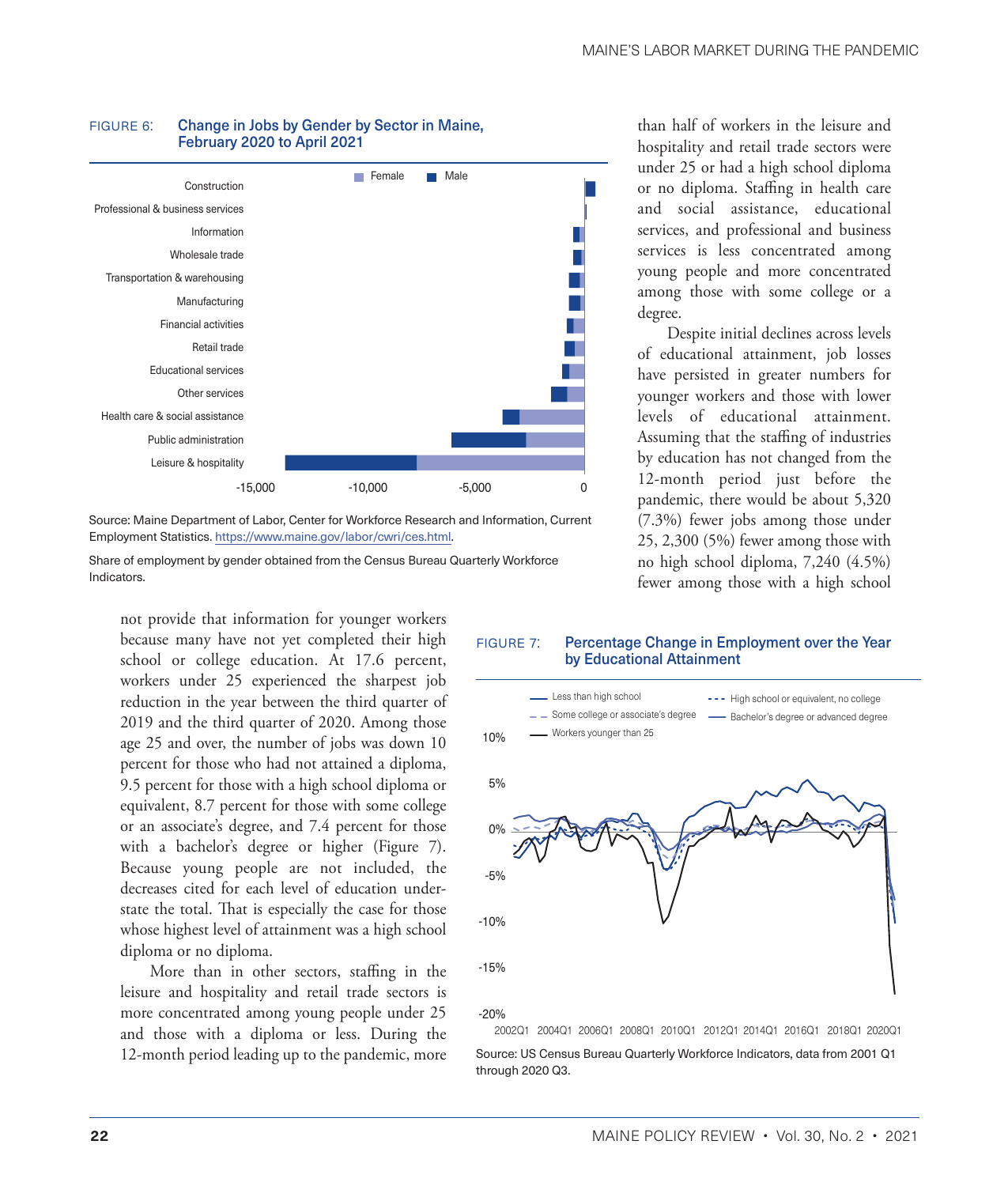FIGURE 6: **Change in Jobs by Gender by Sector in Maine, February 2020 to April 2021**

Source: Maine Department of Labor, Center for Workforce Research and Information, Current Employment Statistics. https://www.maine.gov/labor/cwri/ces.html.

Share of employment by gender obtained from the Census Bureau Quarterly Workforce Indicators.

than half of workers in the leisure and hospitality and retail trade sectors were under 25 or had a high school diploma or no diploma. Staffing in health care and social assistance, educational services, and professional and business services is less concentrated among young people and more concentrated among those with some college or a degree.

Despite initial declines across levels of educational attainment, job losses have persisted in greater numbers for younger workers and those with lower levels of educational attainment. Assuming that the staffing of industries by education has not changed from the 12-month period just before the pandemic, there would be about 5,320 (7.3%) fewer jobs among those under 25, 2,300 (5%) fewer among those with no high school diploma, 7,240 (4.5%) fewer among those with a high school

not provide that information for younger workers because many have not yet completed their high school or college education. At 17.6 percent, workers under 25 experienced the sharpest job reduction in the year between the third quarter of 2019 and the third quarter of 2020. Among those age 25 and over, the number of jobs was down 10 percent for those who had not attained a diploma, 9.5 percent for those with a high school diploma or equivalent, 8.7 percent for those with some college or an associate's degree, and 7.4 percent for those with a bachelor's degree or higher (Figure 7). Because young people are not included, the decreases cited for each level of education understate the total. That is especially the case for those whose highest level of attainment was a high school diploma or no diploma.

More than in other sectors, staffing in the leisure and hospitality and retail trade sectors is more concentrated among young people under 25 and those with a diploma or less. During the 12-month period leading up to the pandemic, more

FIGURE 7: **Percentage Change in Employment over the Year by Educational Attainment**

Source: US Census Bureau Quarterly Workforce Indicators, data from 2001 Q1 through 2020 Q3.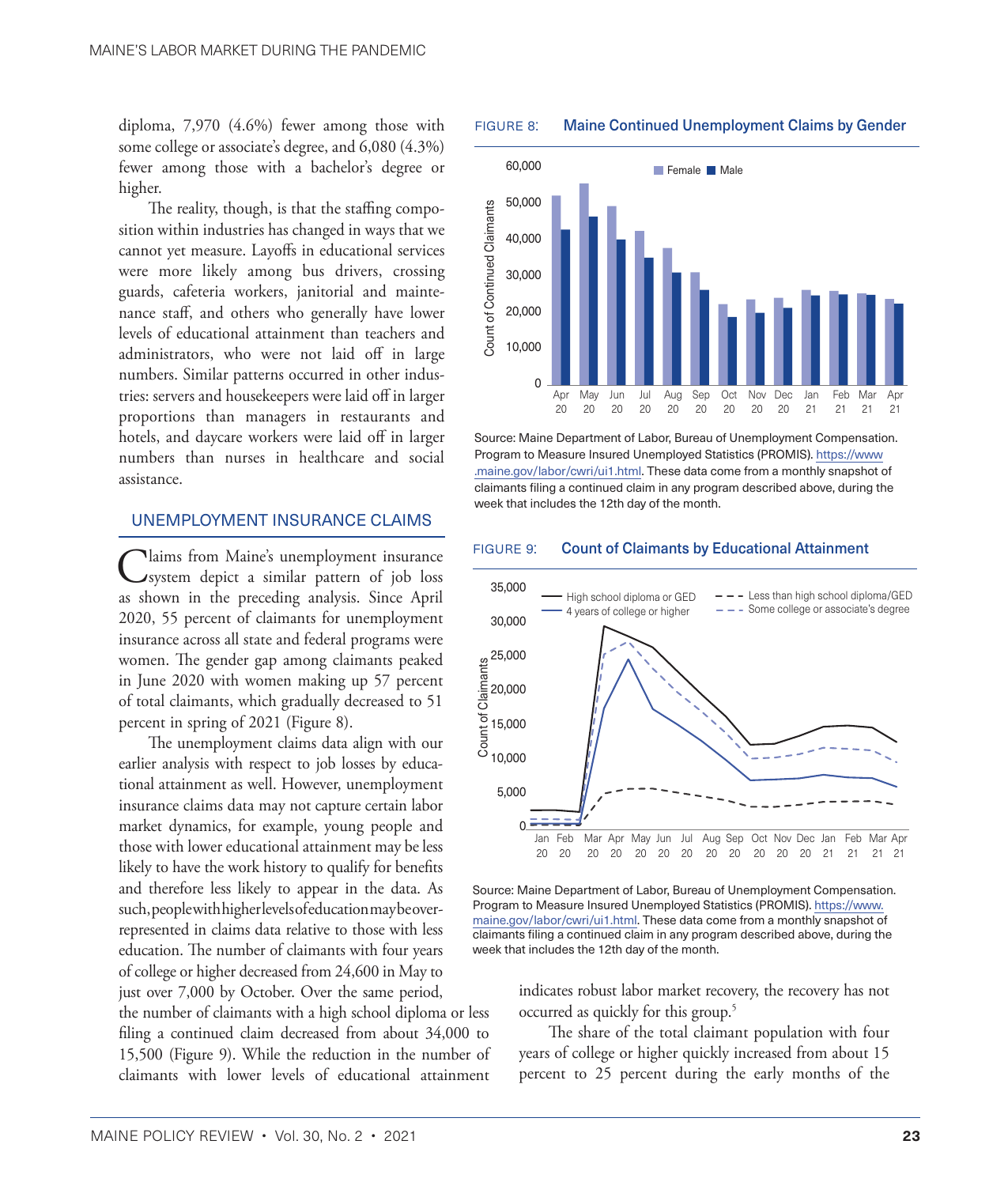diploma, 7,970 (4.6%) fewer among those with some college or associate's degree, and 6,080 (4.3%) fewer among those with a bachelor's degree or higher.

The reality, though, is that the staffing composition within industries has changed in ways that we cannot yet measure. Layoffs in educational services were more likely among bus drivers, crossing guards, cafeteria workers, janitorial and maintenance staff, and others who generally have lower levels of educational attainment than teachers and administrators, who were not laid off in large numbers. Similar patterns occurred in other industries: servers and housekeepers were laid off in larger proportions than managers in restaurants and hotels, and daycare workers were laid off in larger numbers than nurses in healthcare and social assistance.

## UNEMPLOYMENT INSURANCE CLAIMS

Claims from Maine's unemployment insurance system depict a similar pattern of job loss as shown in the preceding analysis. Since April 2020, 55 percent of claimants for unemployment insurance across all state and federal programs were women. The gender gap among claimants peaked in June 2020 with women making up 57 percent of total claimants, which gradually decreased to 51 percent in spring of 2021 (Figure 8).

The unemployment claims data align with our earlier analysis with respect to job losses by educational attainment as well. However, unemployment insurance claims data may not capture certain labor market dynamics, for example, young people and those with lower educational attainment may be less likely to have the work history to qualify for benefits and therefore less likely to appear in the data. As such, people with higher levels of education may be overrepresented in claims data relative to those with less education. The number of claimants with four years of college or higher decreased from 24,600 in May to just over 7,000 by October. Over the same period, the number of claimants with a high school diploma or less filing a continued claim decreased from about 34,000 to 15,500 (Figure 9). While the reduction in the number of claimants with lower levels of educational attainment indicates robust labor market recovery, the recovery has not occurred as quickly for this group.[5]

The share of the total claimant population with four years of college or higher quickly increased from about 15 percent to 25 percent during the early months of the

FIGURE 8: Maine Continued Unemployment Claims by Gender

Source: Maine Department of Labor, Bureau of Unemployment Compensation. Program to Measure Insured Unemployed Statistics (PROMIS). https://www.maine.gov/labor/cwri/ui1.html. These data come from a monthly snapshot of claimants filing a continued claim in any program described above, during the week that includes the 12th day of the month.

FIGURE 9: Count of Claimants by Educational Attainment

Source: Maine Department of Labor, Bureau of Unemployment Compensation. Program to Measure Insured Unemployed Statistics (PROMIS). https://www.maine.gov/labor/cwri/ui1.html. These data come from a monthly snapshot of claimants filing a continued claim in any program described above, during the week that includes the 12th day of the month.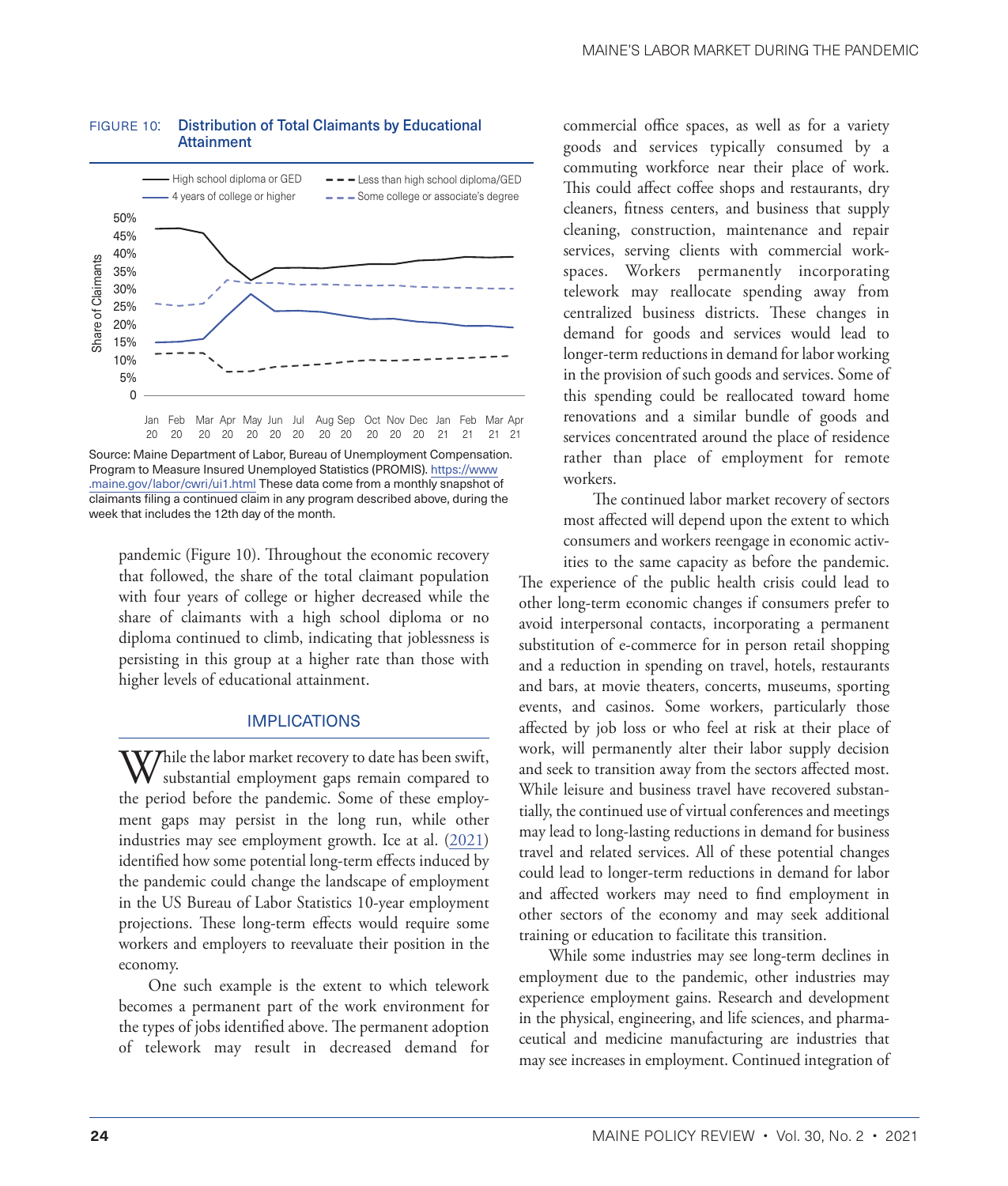**FIGURE 10: Distribution of Total Claimants by Educational Attainment**

Source: Maine Department of Labor, Bureau of Unemployment Compensation. Program to Measure Insured Unemployed Statistics (PROMIS). https://www.maine.gov/labor/cwri/ui1.html These data come from a monthly snapshot of claimants filing a continued claim in any program described above, during the week that includes the 12th day of the month.

pandemic (Figure 10). Throughout the economic recovery that followed, the share of the total claimant population with four years of college or higher decreased while the share of claimants with a high school diploma or no diploma continued to climb, indicating that joblessness is persisting in this group at a higher rate than those with higher levels of educational attainment.

## IMPLICATIONS

While the labor market recovery to date has been swift, substantial employment gaps remain compared to the period before the pandemic. Some of these employment gaps may persist in the long run, while other industries may see employment growth. Ice at al. (2021) identified how some potential long-term effects induced by the pandemic could change the landscape of employment in the US Bureau of Labor Statistics 10-year employment projections. These long-term effects would require some workers and employers to reevaluate their position in the economy.

One such example is the extent to which telework becomes a permanent part of the work environment for the types of jobs identified above. The permanent adoption of telework may result in decreased demand for commercial office spaces, as well as for a variety goods and services typically consumed by a commuting workforce near their place of work. This could affect coffee shops and restaurants, dry cleaners, fitness centers, and business that supply cleaning, construction, maintenance and repair services, serving clients with commercial workspaces. Workers permanently incorporating telework may reallocate spending away from centralized business districts. These changes in demand for goods and services would lead to longer-term reductions in demand for labor working in the provision of such goods and services. Some of this spending could be reallocated toward home renovations and a similar bundle of goods and services concentrated around the place of residence rather than place of employment for remote workers.

The continued labor market recovery of sectors most affected will depend upon the extent to which consumers and workers reengage in economic activities to the same capacity as before the pandemic. The experience of the public health crisis could lead to other long-term economic changes if consumers prefer to avoid interpersonal contacts, incorporating a permanent substitution of e-commerce for in person retail shopping and a reduction in spending on travel, hotels, restaurants and bars, at movie theaters, concerts, museums, sporting events, and casinos. Some workers, particularly those affected by job loss or who feel at risk at their place of work, will permanently alter their labor supply decision and seek to transition away from the sectors affected most. While leisure and business travel have recovered substantially, the continued use of virtual conferences and meetings may lead to long-lasting reductions in demand for business travel and related services. All of these potential changes could lead to longer-term reductions in demand for labor and affected workers may need to find employment in other sectors of the economy and may seek additional training or education to facilitate this transition.

While some industries may see long-term declines in employment due to the pandemic, other industries may experience employment gains. Research and development in the physical, engineering, and life sciences, and pharmaceutical and medicine manufacturing are industries that may see increases in employment. Continued integration of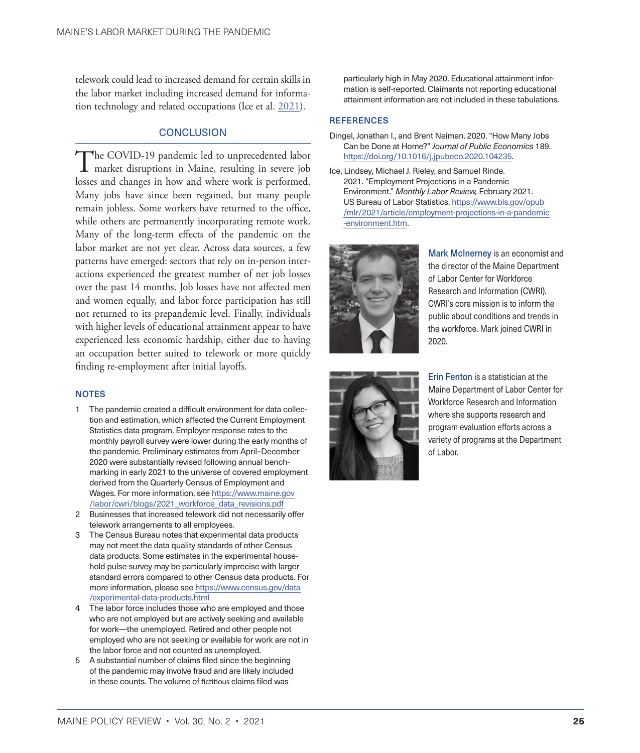telework could lead to increased demand for certain skills in the labor market including increased demand for information technology and related occupations (Ice et al. 2021).

## CONCLUSION

The COVID-19 pandemic led to unprecedented labor market disruptions in Maine, resulting in severe job losses and changes in how and where work is performed. Many jobs have since been regained, but many people remain jobless. Some workers have returned to the office, while others are permanently incorporating remote work. Many of the long-term effects of the pandemic on the labor market are not yet clear. Across data sources, a few patterns have emerged: sectors that rely on in-person interactions experienced the greatest number of net job losses over the past 14 months. Job losses have not affected men and women equally, and labor force participation has still not returned to its prepandemic level. Finally, individuals with higher levels of educational attainment appear to have experienced less economic hardship, either due to having an occupation better suited to telework or more quickly finding re-employment after initial layoffs.

## NOTES

1. The pandemic created a difficult environment for data collection and estimation, which affected the Current Employment Statistics data program. Employer response rates to the monthly payroll survey were lower during the early months of the pandemic. Preliminary estimates from April–December 2020 were substantially revised following annual benchmarking in early 2021 to the universe of covered employment derived from the Quarterly Census of Employment and Wages. For more information, see https://www.maine.gov/labor/cwri/blogs/2021_workforce_data_revisions.pdf
2. Businesses that increased telework did not necessarily offer telework arrangements to all employees.
3. The Census Bureau notes that experimental data products may not meet the data quality standards of other Census data products. Some estimates in the experimental household pulse survey may be particularly imprecise with larger standard errors compared to other Census data products. For more information, please see https://www.census.gov/data/experimental-data-products.html
4. The labor force includes those who are employed and those who are not employed but are actively seeking and available for work—the unemployed. Retired and other people not employed who are not seeking or available for work are not in the labor force and not counted as unemployed.
5. A substantial number of claims filed since the beginning of the pandemic may involve fraud and are likely included in these counts. The volume of fictitious claims filed was particularly high in May 2020. Educational attainment information is self-reported. Claimants not reporting educational attainment information are not included in these tabulations.

## REFERENCES

Dingel, Jonathan I., and Brent Neiman. 2020. "How Many Jobs Can be Done at Home?" *Journal of Public Economics* 189. https://doi.org/10.1016/j.jpubeco.2020.104235.

Ice, Lindsey, Michael J. Rieley, and Samuel Rinde. 2021. "Employment Projections in a Pandemic Environment." *Monthly Labor Review,* February 2021. US Bureau of Labor Statistics. https://www.bls.gov/opub/mlr/2021/article/employment-projections-in-a-pandemic-environment.htm.

**Mark McInerney** is an economist and the director of the Maine Department of Labor Center for Workforce Research and Information (CWRI). CWRI's core mission is to inform the public about conditions and trends in the workforce. Mark joined CWRI in 2020.

**Erin Fenton** is a statistician at the Maine Department of Labor Center for Workforce Research and Information where she supports research and program evaluation efforts across a variety of programs at the Department of Labor.